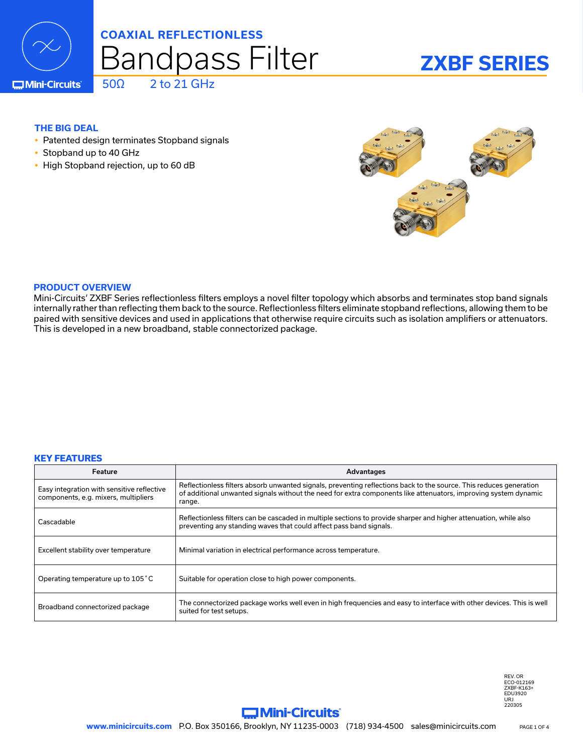# COAXIAL REFLECTIONLESS

# Bandpass Filter

## ZXBF SERIES

50Ω  2 to 21 GHz

### THE BIG DEAL

- Patented design terminates Stopband signals
- Stopband up to 40 GHz
- High Stopband rejection, up to 60 dB

### PRODUCT OVERVIEW

Mini-Circuits' ZXBF Series reflectionless filters employs a novel filter topology which absorbs and terminates stop band signals internally rather than reflecting them back to the source. Reflectionless filters eliminate stopband reflections, allowing them to be paired with sensitive devices and used in applications that otherwise require circuits such as isolation amplifiers or attenuators. This is developed in a new broadband, stable connectorized package.

### KEY FEATURES

| Feature | Advantages |
|---|---|
| Easy integration with sensitive reflective components, e.g. mixers, multipliers | Reflectionless filters absorb unwanted signals, preventing reflections back to the source. This reduces generation of additional unwanted signals without the need for extra components like attenuators, improving system dynamic range. |
| Cascadable | Reflectionless filters can be cascaded in multiple sections to provide sharper and higher attenuation, while also preventing any standing waves that could affect pass band signals. |
| Excellent stability over temperature | Minimal variation in electrical performance across temperature. |
| Operating temperature up to 105˚C | Suitable for operation close to high power components. |
| Broadband connectorized package | The connectorized package works well even in high frequencies and easy to interface with other devices. This is well suited for test setups. |

REV. OR
ECO-012169
ZXBF-K163+
EDU3920
URJ
220305

www.minicircuits.com P.O. Box 350166, Brooklyn, NY 11235-0003 (718) 934-4500 sales@minicircuits.com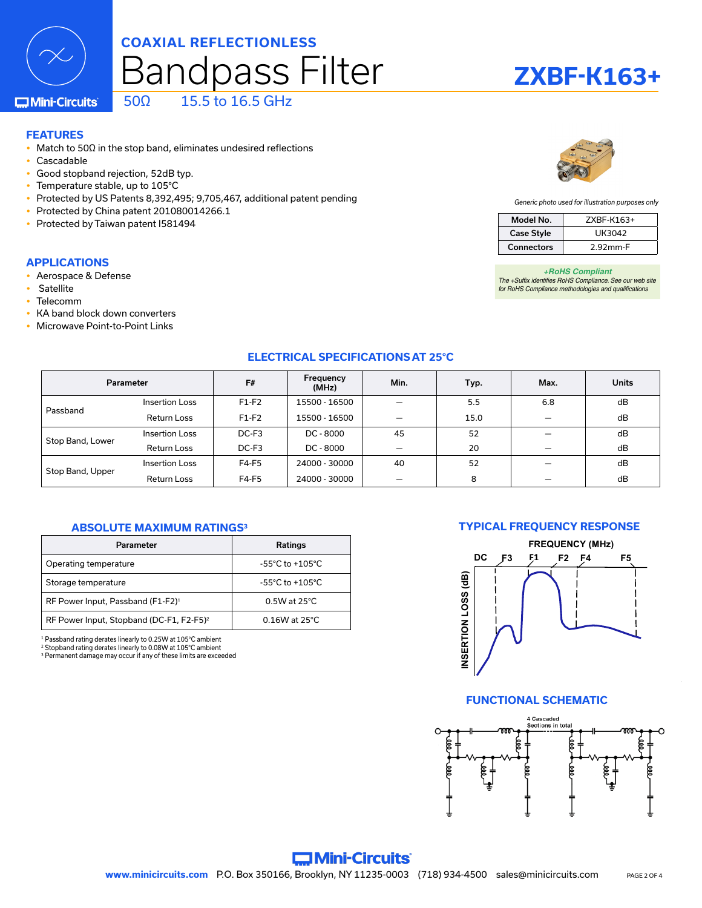# COAXIAL REFLECTIONLESS Bandpass Filter

## ZXBF-K163+

50Ω 15.5 to 16.5 GHz

## FEATURES

- Match to 50Ω in the stop band, eliminates undesired reflections
- Cascadable
- Good stopband rejection, 52dB typ.
- Temperature stable, up to 105°C
- Protected by US Patents 8,392,495; 9,705,467, additional patent pending
- Protected by China patent 201080014266.1
- Protected by Taiwan patent I581494

*Generic photo used for illustration purposes only*

| Model No. | ZXBF-K163+ |
|---|---|
| Case Style | UK3042 |
| Connectors | 2.92mm-F |

*+RoHS Compliant*
*The +Suffix identifies RoHS Compliance. See our web site for RoHS Compliance methodologies and qualifications*

## APPLICATIONS

- Aerospace & Defense
- Satellite
- Telecomm
- KA band block down converters
- Microwave Point-to-Point Links

## ELECTRICAL SPECIFICATIONS AT 25°C

| Parameter | | F# | Frequency (MHz) | Min. | Typ. | Max. | Units |
|---|---|---|---|---|---|---|---|
| Passband | Insertion Loss | F1-F2 | 15500 - 16500 | — | 5.5 | 6.8 | dB |
| | Return Loss | F1-F2 | 15500 - 16500 | — | 15.0 | — | dB |
| Stop Band, Lower | Insertion Loss | DC-F3 | DC - 8000 | 45 | 52 | — | dB |
| | Return Loss | DC-F3 | DC - 8000 | — | 20 | — | dB |
| Stop Band, Upper | Insertion Loss | F4-F5 | 24000 - 30000 | 40 | 52 | — | dB |
| | Return Loss | F4-F5 | 24000 - 30000 | — | 8 | — | dB |

## ABSOLUTE MAXIMUM RATINGS[3]

| Parameter | Ratings |
|---|---|
| Operating temperature | -55°C to +105°C |
| Storage temperature | -55°C to +105°C |
| RF Power Input, Passband (F1-F2)[1] | 0.5W at 25°C |
| RF Power Input, Stopband (DC-F1, F2-F5)[2] | 0.16W at 25°C |

[1] Passband rating derates linearly to 0.25W at 105°C ambient
[2] Stopband rating derates linearly to 0.08W at 105°C ambient
[3] Permanent damage may occur if any of these limits are exceeded

## TYPICAL FREQUENCY RESPONSE

FREQUENCY (MHz)

DC F3 F1 F2 F4 F5

INSERTION LOSS (dB)

## FUNCTIONAL SCHEMATIC

4 Cascaded Sections in total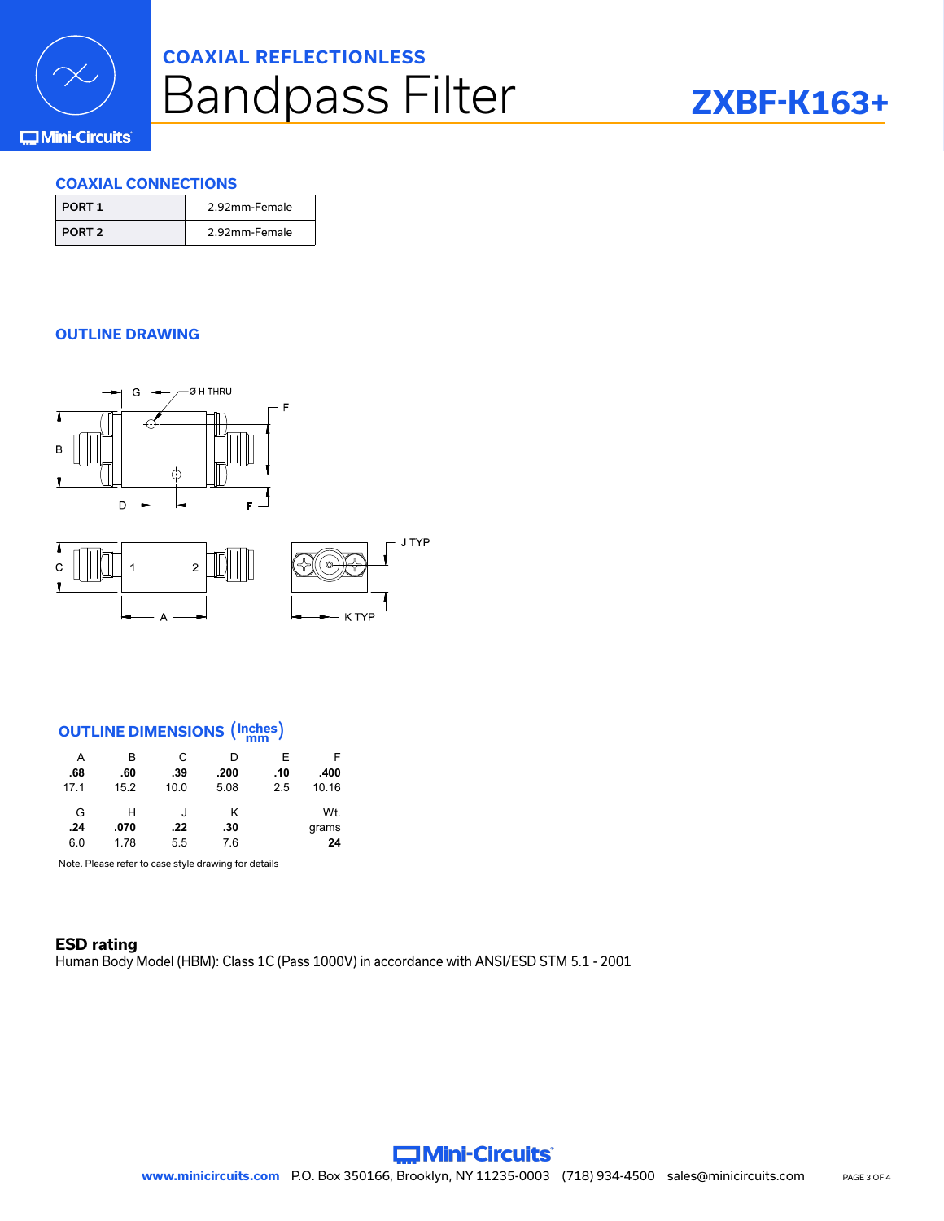COAXIAL REFLECTIONLESS

# Bandpass Filter

## ZXBF-K163+

### COAXIAL CONNECTIONS

| PORT 1 | 2.92mm-Female |
|---|---|
| PORT 2 | 2.92mm-Female |

### OUTLINE DRAWING

### OUTLINE DIMENSIONS (Inches / mm)

| A | B | C | D | E | F |
|---|---|---|---|---|---|
| **.68** | **.60** | **.39** | **.200** | **.10** | **.400** |
| 17.1 | 15.2 | 10.0 | 5.08 | 2.5 | 10.16 |

| G | H | J | K | Wt. grams |
|---|---|---|---|---|
| **.24** | **.070** | **.22** | **.30** | **24** |
| 6.0 | 1.78 | 5.5 | 7.6 | |

Note. Please refer to case style drawing for details

**ESD rating**

Human Body Model (HBM): Class 1C (Pass 1000V) in accordance with ANSI/ESD STM 5.1 - 2001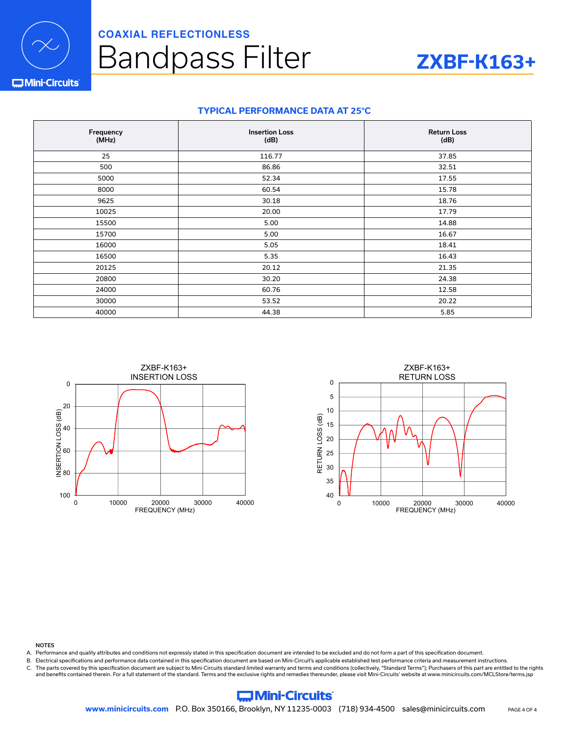# COAXIAL REFLECTIONLESS Bandpass Filter

## ZXBF-K163+

### TYPICAL PERFORMANCE DATA AT 25°C

| Frequency (MHz) | Insertion Loss (dB) | Return Loss (dB) |
|---|---|---|
| 25 | 116.77 | 37.85 |
| 500 | 86.86 | 32.51 |
| 5000 | 52.34 | 17.55 |
| 8000 | 60.54 | 15.78 |
| 9625 | 30.18 | 18.76 |
| 10025 | 20.00 | 17.79 |
| 15500 | 5.00 | 14.88 |
| 15700 | 5.00 | 16.67 |
| 16000 | 5.05 | 18.41 |
| 16500 | 5.35 | 16.43 |
| 20125 | 20.12 | 21.35 |
| 20800 | 30.20 | 24.38 |
| 24000 | 60.76 | 12.58 |
| 30000 | 53.52 | 20.22 |
| 40000 | 44.38 | 5.85 |

ZXBF-K163+
INSERTION LOSS
INSERTION LOSS (dB)
0
20
40
60
80
100
0
10000
20000
30000
40000
FREQUENCY (MHz)

ZXBF-K163+
RETURN LOSS
RETURN LOSS (dB)
0
5
10
15
20
25
30
35
40
0
10000
20000
30000
40000
FREQUENCY (MHz)

**NOTES**

A. Performance and quality attributes and conditions not expressly stated in this specification document are intended to be excluded and do not form a part of this specification document.

B. Electrical specifications and performance data contained in this specification document are based on Mini-Circuit's applicable established test performance criteria and measurement instructions.

C. The parts covered by this specification document are subject to Mini-Circuits standard limited warranty and terms and conditions (collectively, "Standard Terms"); Purchasers of this part are entitled to the rights and benefits contained therein. For a full statement of the Standard Terms and the exclusive rights and remedies thereunder, please visit Mini-Circuits' website at www.minicircuits.com/MCLStore/terms.jsp

Mini-Circuits

www.minicircuits.com P.O. Box 350166, Brooklyn, NY 11235-0003 (718) 934-4500 sales@minicircuits.com